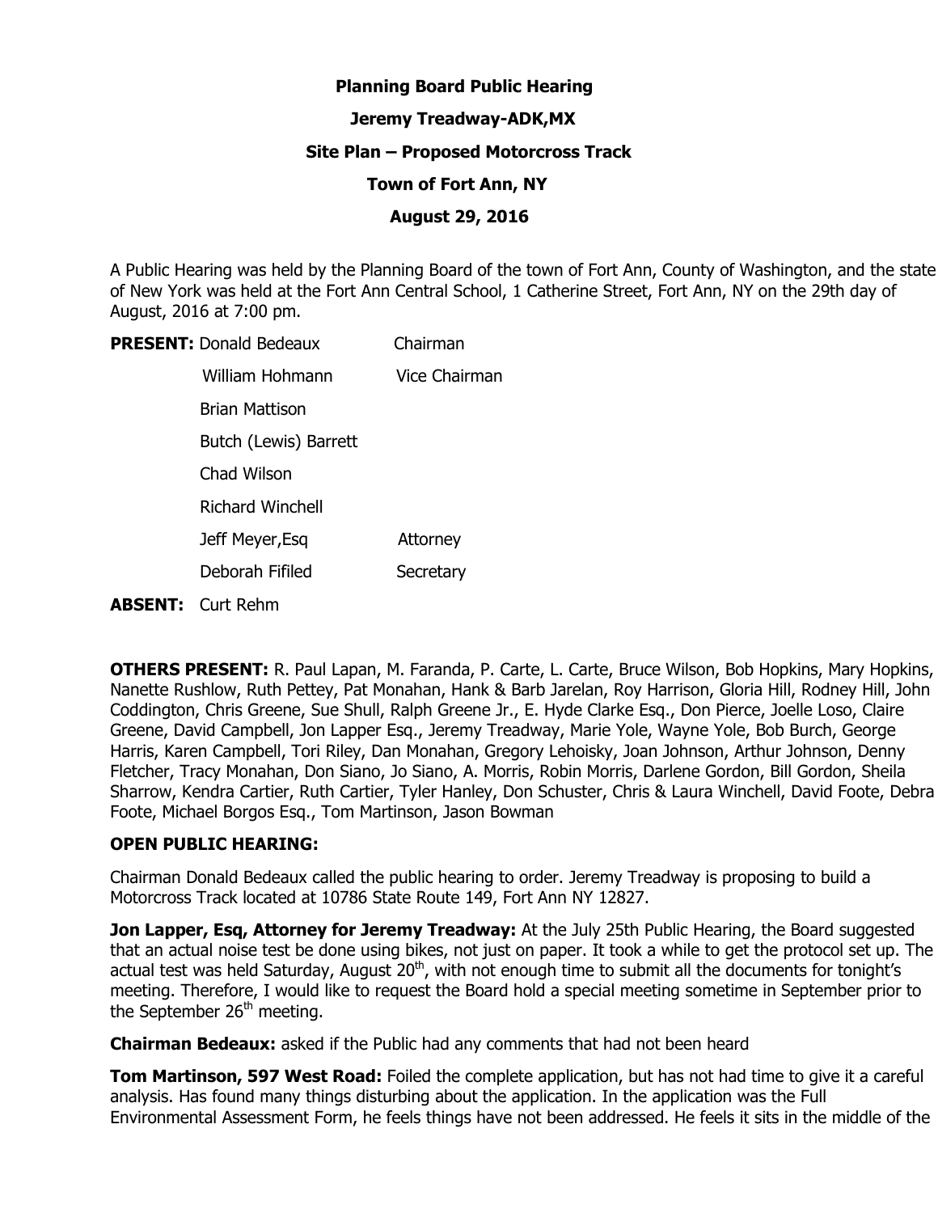**Planning Board Public Hearing**

**Jeremy Treadway-ADK,MX**

**Site Plan – Proposed Motorcross Track**

**Town of Fort Ann, NY**

**August 29, 2016**

A Public Hearing was held by the Planning Board of the town of Fort Ann, County of Washington, and the state of New York was held at the Fort Ann Central School, 1 Catherine Street, Fort Ann, NY on the 29th day of August, 2016 at 7:00 pm.

| **PRESENT:** | | |
|---|---|---|
| | Donald Bedeaux | Chairman |
| | William Hohmann | Vice Chairman |
| | Brian Mattison | |
| | Butch (Lewis) Barrett | |
| | Chad Wilson | |
| | Richard Winchell | |
| | Jeff Meyer,Esq | Attorney |
| | Deborah Fifiled | Secretary |

**ABSENT:** Curt Rehm

**OTHERS PRESENT:** R. Paul Lapan, M. Faranda, P. Carte, L. Carte, Bruce Wilson, Bob Hopkins, Mary Hopkins, Nanette Rushlow, Ruth Pettey, Pat Monahan, Hank & Barb Jarelan, Roy Harrison, Gloria Hill, Rodney Hill, John Coddington, Chris Greene, Sue Shull, Ralph Greene Jr., E. Hyde Clarke Esq., Don Pierce, Joelle Loso, Claire Greene, David Campbell, Jon Lapper Esq., Jeremy Treadway, Marie Yole, Wayne Yole, Bob Burch, George Harris, Karen Campbell, Tori Riley, Dan Monahan, Gregory Lehoisky, Joan Johnson, Arthur Johnson, Denny Fletcher, Tracy Monahan, Don Siano, Jo Siano, A. Morris, Robin Morris, Darlene Gordon, Bill Gordon, Sheila Sharrow, Kendra Cartier, Ruth Cartier, Tyler Hanley, Don Schuster, Chris & Laura Winchell, David Foote, Debra Foote, Michael Borgos Esq., Tom Martinson, Jason Bowman

**OPEN PUBLIC HEARING:**

Chairman Donald Bedeaux called the public hearing to order. Jeremy Treadway is proposing to build a Motorcross Track located at 10786 State Route 149, Fort Ann NY 12827.

**Jon Lapper, Esq, Attorney for Jeremy Treadway:** At the July 25th Public Hearing, the Board suggested that an actual noise test be done using bikes, not just on paper. It took a while to get the protocol set up. The actual test was held Saturday, August 20th, with not enough time to submit all the documents for tonight's meeting. Therefore, I would like to request the Board hold a special meeting sometime in September prior to the September 26th meeting.

**Chairman Bedeaux:** asked if the Public had any comments that had not been heard

**Tom Martinson, 597 West Road:** Foiled the complete application, but has not had time to give it a careful analysis. Has found many things disturbing about the application. In the application was the Full Environmental Assessment Form, he feels things have not been addressed. He feels it sits in the middle of the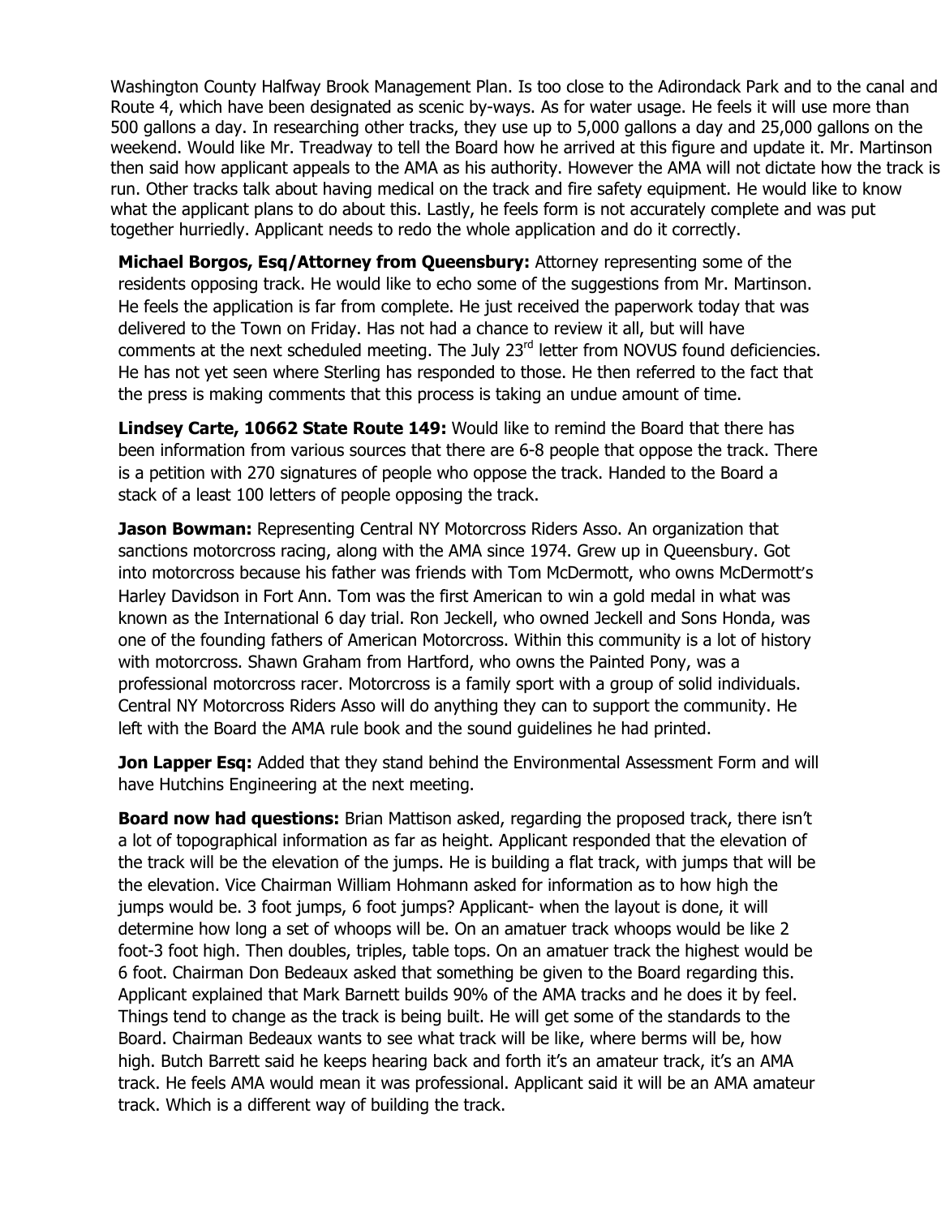Washington County Halfway Brook Management Plan. Is too close to the Adirondack Park and to the canal and Route 4, which have been designated as scenic by-ways. As for water usage. He feels it will use more than 500 gallons a day. In researching other tracks, they use up to 5,000 gallons a day and 25,000 gallons on the weekend. Would like Mr. Treadway to tell the Board how he arrived at this figure and update it. Mr. Martinson then said how applicant appeals to the AMA as his authority. However the AMA will not dictate how the track is run. Other tracks talk about having medical on the track and fire safety equipment. He would like to know what the applicant plans to do about this. Lastly, he feels form is not accurately complete and was put together hurriedly. Applicant needs to redo the whole application and do it correctly.

**Michael Borgos, Esq/Attorney from Queensbury:** Attorney representing some of the residents opposing track. He would like to echo some of the suggestions from Mr. Martinson. He feels the application is far from complete. He just received the paperwork today that was delivered to the Town on Friday. Has not had a chance to review it all, but will have comments at the next scheduled meeting. The July 23rd letter from NOVUS found deficiencies. He has not yet seen where Sterling has responded to those. He then referred to the fact that the press is making comments that this process is taking an undue amount of time.

**Lindsey Carte, 10662 State Route 149:** Would like to remind the Board that there has been information from various sources that there are 6-8 people that oppose the track. There is a petition with 270 signatures of people who oppose the track. Handed to the Board a stack of a least 100 letters of people opposing the track.

**Jason Bowman:** Representing Central NY Motorcross Riders Asso. An organization that sanctions motorcross racing, along with the AMA since 1974. Grew up in Queensbury. Got into motorcross because his father was friends with Tom McDermott, who owns McDermott's Harley Davidson in Fort Ann. Tom was the first American to win a gold medal in what was known as the International 6 day trial. Ron Jeckell, who owned Jeckell and Sons Honda, was one of the founding fathers of American Motorcross. Within this community is a lot of history with motorcross. Shawn Graham from Hartford, who owns the Painted Pony, was a professional motorcross racer. Motorcross is a family sport with a group of solid individuals. Central NY Motorcross Riders Asso will do anything they can to support the community. He left with the Board the AMA rule book and the sound guidelines he had printed.

**Jon Lapper Esq:** Added that they stand behind the Environmental Assessment Form and will have Hutchins Engineering at the next meeting.

**Board now had questions:** Brian Mattison asked, regarding the proposed track, there isn't a lot of topographical information as far as height. Applicant responded that the elevation of the track will be the elevation of the jumps. He is building a flat track, with jumps that will be the elevation. Vice Chairman William Hohmann asked for information as to how high the jumps would be. 3 foot jumps, 6 foot jumps? Applicant- when the layout is done, it will determine how long a set of whoops will be. On an amatuer track whoops would be like 2 foot-3 foot high. Then doubles, triples, table tops. On an amatuer track the highest would be 6 foot. Chairman Don Bedeaux asked that something be given to the Board regarding this. Applicant explained that Mark Barnett builds 90% of the AMA tracks and he does it by feel. Things tend to change as the track is being built. He will get some of the standards to the Board. Chairman Bedeaux wants to see what track will be like, where berms will be, how high. Butch Barrett said he keeps hearing back and forth it's an amateur track, it's an AMA track. He feels AMA would mean it was professional. Applicant said it will be an AMA amateur track. Which is a different way of building the track.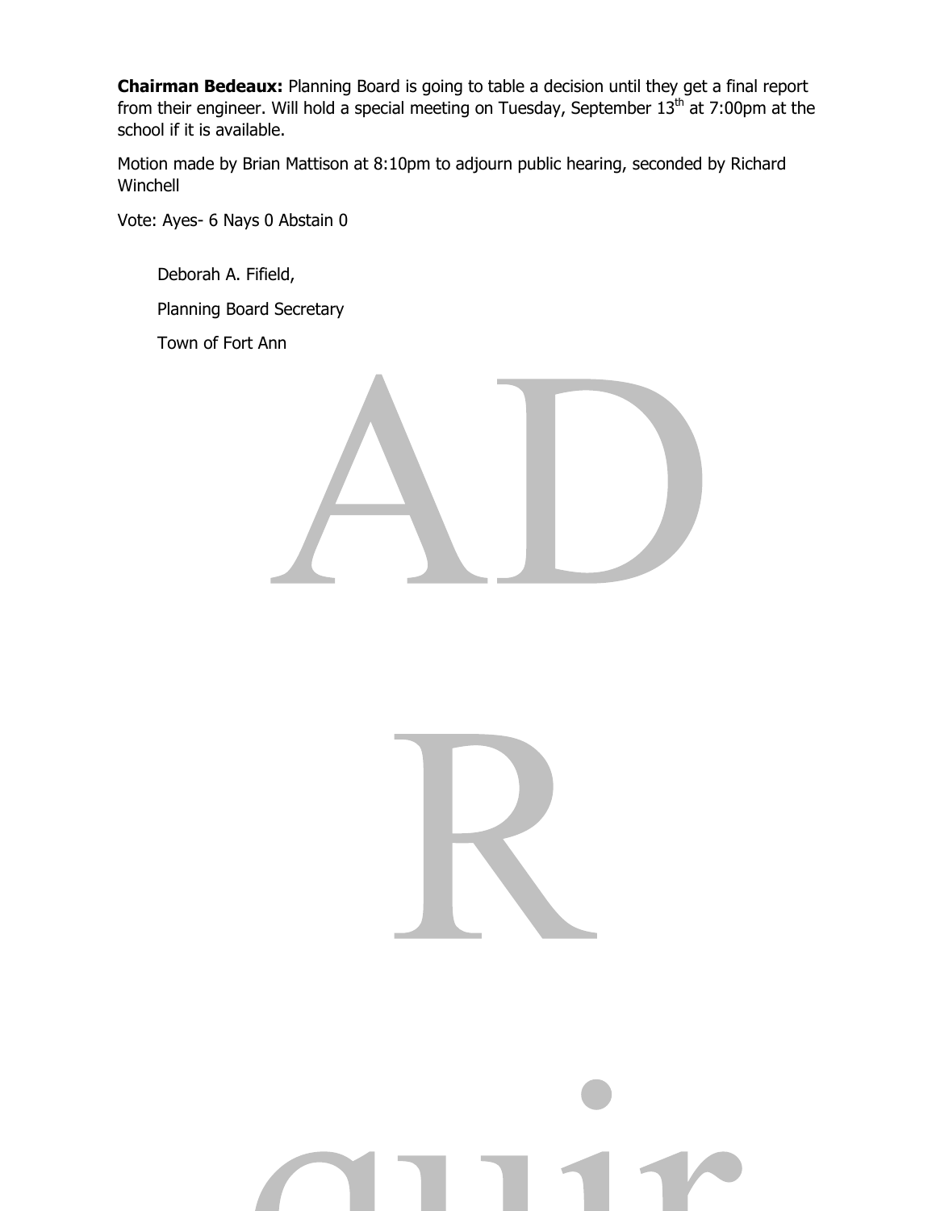**Chairman Bedeaux:** Planning Board is going to table a decision until they get a final report from their engineer. Will hold a special meeting on Tuesday, September 13th at 7:00pm at the school if it is available.

Motion made by Brian Mattison at 8:10pm to adjourn public hearing, seconded by Richard Winchell

Vote: Ayes- 6 Nays 0 Abstain 0

Deborah A. Fifield,

Planning Board Secretary

Town of Fort Ann